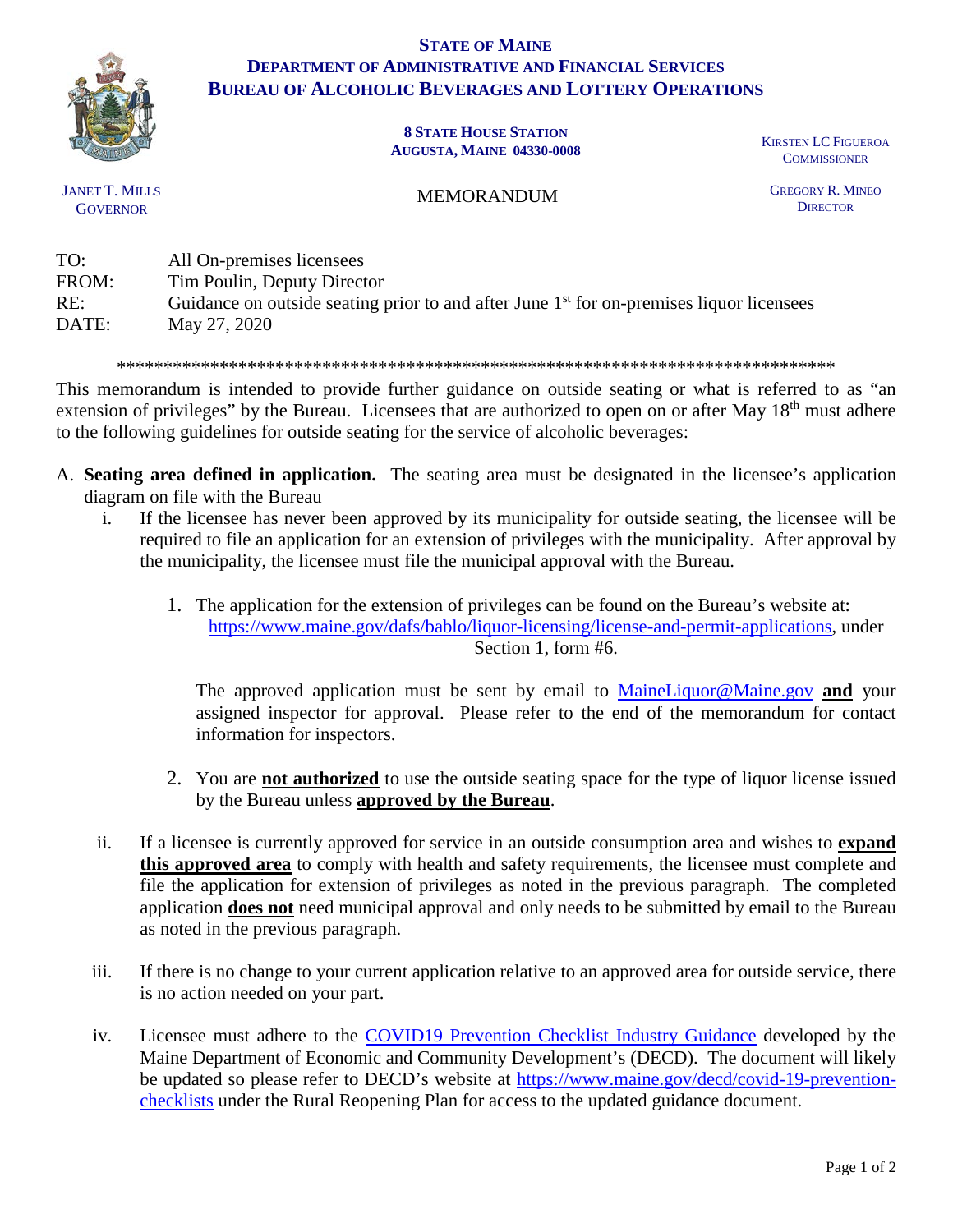# STATE OF MAINE
## DEPARTMENT OF ADMINISTRATIVE AND FINANCIAL SERVICES
## BUREAU OF ALCOHOLIC BEVERAGES AND LOTTERY OPERATIONS

8 STATE HOUSE STATION
AUGUSTA, MAINE 04330-0008

KIRSTEN LC FIGUEROA
COMMISSIONER

JANET T. MILLS
GOVERNOR

GREGORY R. MINEO
DIRECTOR

MEMORANDUM

TO: All On-premises licensees
FROM: Tim Poulin, Deputy Director
RE: Guidance on outside seating prior to and after June 1st for on-premises liquor licensees
DATE: May 27, 2020

*******************************************************************************

This memorandum is intended to provide further guidance on outside seating or what is referred to as "an extension of privileges" by the Bureau. Licensees that are authorized to open on or after May 18th must adhere to the following guidelines for outside seating for the service of alcoholic beverages:

A. **Seating area defined in application.** The seating area must be designated in the licensee's application diagram on file with the Bureau

   i. If the licensee has never been approved by its municipality for outside seating, the licensee will be required to file an application for an extension of privileges with the municipality. After approval by the municipality, the licensee must file the municipal approval with the Bureau.

      1. The application for the extension of privileges can be found on the Bureau's website at: https://www.maine.gov/dafs/bablo/liquor-licensing/license-and-permit-applications, under Section 1, form #6.

         The approved application must be sent by email to MaineLiquor@Maine.gov **and** your assigned inspector for approval. Please refer to the end of the memorandum for contact information for inspectors.

      2. You are **not authorized** to use the outside seating space for the type of liquor license issued by the Bureau unless **approved by the Bureau**.

   ii. If a licensee is currently approved for service in an outside consumption area and wishes to **expand this approved area** to comply with health and safety requirements, the licensee must complete and file the application for extension of privileges as noted in the previous paragraph. The completed application **does not** need municipal approval and only needs to be submitted by email to the Bureau as noted in the previous paragraph.

   iii. If there is no change to your current application relative to an approved area for outside service, there is no action needed on your part.

   iv. Licensee must adhere to the COVID19 Prevention Checklist Industry Guidance developed by the Maine Department of Economic and Community Development's (DECD). The document will likely be updated so please refer to DECD's website at https://www.maine.gov/decd/covid-19-prevention-checklists under the Rural Reopening Plan for access to the updated guidance document.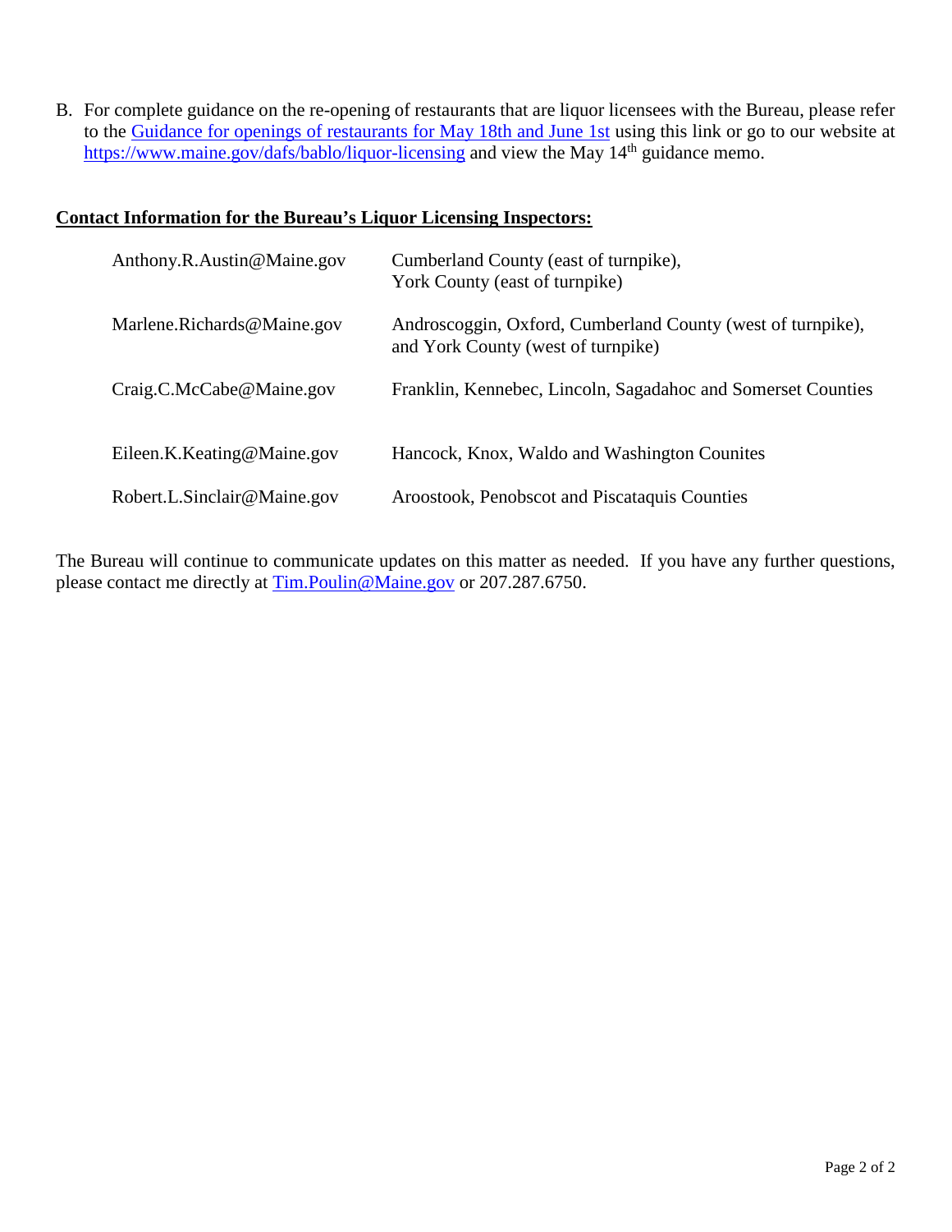B. For complete guidance on the re-opening of restaurants that are liquor licensees with the Bureau, please refer to the Guidance for openings of restaurants for May 18th and June 1st using this link or go to our website at https://www.maine.gov/dafs/bablo/liquor-licensing and view the May 14th guidance memo.

**Contact Information for the Bureau's Liquor Licensing Inspectors:**

| | |
|---|---|
| Anthony.R.Austin@Maine.gov | Cumberland County (east of turnpike), York County (east of turnpike) |
| Marlene.Richards@Maine.gov | Androscoggin, Oxford, Cumberland County (west of turnpike), and York County (west of turnpike) |
| Craig.C.McCabe@Maine.gov | Franklin, Kennebec, Lincoln, Sagadahoc and Somerset Counties |
| Eileen.K.Keating@Maine.gov | Hancock, Knox, Waldo and Washington Counites |
| Robert.L.Sinclair@Maine.gov | Aroostook, Penobscot and Piscataquis Counties |

The Bureau will continue to communicate updates on this matter as needed. If you have any further questions, please contact me directly at Tim.Poulin@Maine.gov or 207.287.6750.